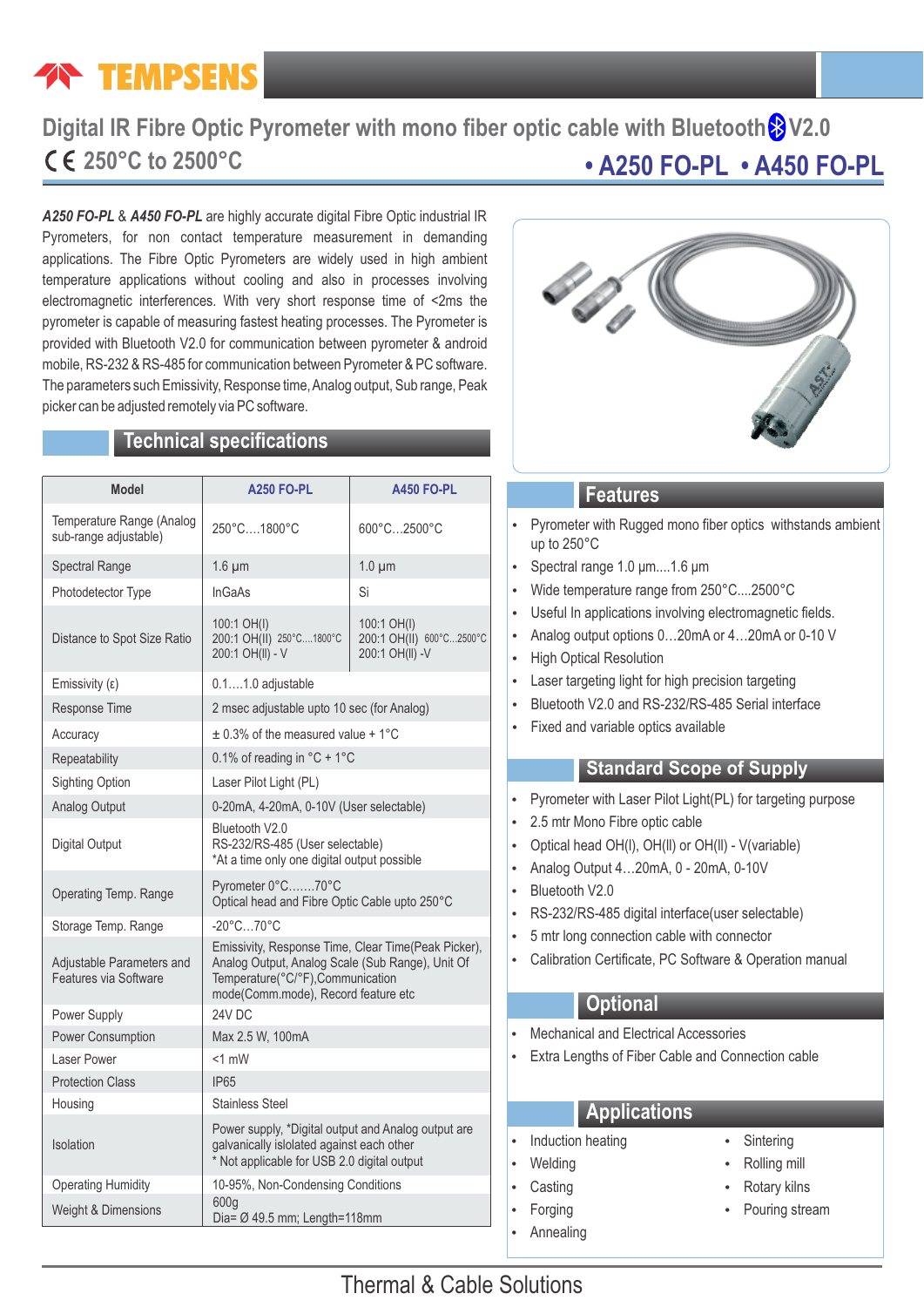# TEMPSENS

## Digital IR Fibre Optic Pyrometer with mono fiber optic cable with Bluetooth V2.0

CE 250°C to 2500°C

**• A250 FO-PL • A450 FO-PL**

***A250 FO-PL*** & ***A450 FO-PL*** are highly accurate digital Fibre Optic industrial IR Pyrometers, for non contact temperature measurement in demanding applications. The Fibre Optic Pyrometers are widely used in high ambient temperature applications without cooling and also in processes involving electromagnetic interferences. With very short response time of <2ms the pyrometer is capable of measuring fastest heating processes. The Pyrometer is provided with Bluetooth V2.0 for communication between pyrometer & android mobile, RS-232 & RS-485 for communication between Pyrometer & PC software. The parameters such Emissivity, Response time, Analog output, Sub range, Peak picker can be adjusted remotely via PC software.

## Technical specifications

| Model | A250 FO-PL | A450 FO-PL |
|---|---|---|
| Temperature Range (Analog sub-range adjustable) | 250°C….1800°C | 600°C…2500°C |
| Spectral Range | 1.6 µm | 1.0 µm |
| Photodetector Type | InGaAs | Si |
| Distance to Spot Size Ratio | 100:1 OH(I)<br>200:1 OH(II) 250°C....1800°C<br>200:1 OH(II) - V | 100:1 OH(I)<br>200:1 OH(II) 600°C...2500°C<br>200:1 OH(II) -V |
| Emissivity (ε) | 0.1….1.0 adjustable | |
| Response Time | 2 msec adjustable upto 10 sec (for Analog) | |
| Accuracy | ± 0.3% of the measured value + 1°C | |
| Repeatability | 0.1% of reading in °C + 1°C | |
| Sighting Option | Laser Pilot Light (PL) | |
| Analog Output | 0-20mA, 4-20mA, 0-10V (User selectable) | |
| Digital Output | Bluetooth V2.0<br>RS-232/RS-485 (User selectable)<br>*At a time only one digital output possible | |
| Operating Temp. Range | Pyrometer 0°C…….70°C<br>Optical head and Fibre Optic Cable upto 250°C | |
| Storage Temp. Range | -20°C…70°C | |
| Adjustable Parameters and Features via Software | Emissivity, Response Time, Clear Time(Peak Picker), Analog Output, Analog Scale (Sub Range), Unit Of Temperature(°C/°F),Communication mode(Comm.mode), Record feature etc | |
| Power Supply | 24V DC | |
| Power Consumption | Max 2.5 W, 100mA | |
| Laser Power | <1 mW | |
| Protection Class | IP65 | |
| Housing | Stainless Steel | |
| Isolation | Power supply, *Digital output and Analog output are galvanically isolated against each other<br>* Not applicable for USB 2.0 digital output | |
| Operating Humidity | 10-95%, Non-Condensing Conditions | |
| Weight & Dimensions | 600g<br>Dia= Ø 49.5 mm; Length=118mm | |

## Features

- Pyrometer with Rugged mono fiber optics withstands ambient up to 250°C
- Spectral range 1.0 µm....1.6 µm
- Wide temperature range from 250°C....2500°C
- Useful In applications involving electromagnetic fields.
- Analog output options 0…20mA or 4…20mA or 0-10 V
- High Optical Resolution
- Laser targeting light for high precision targeting
- Bluetooth V2.0 and RS-232/RS-485 Serial interface
- Fixed and variable optics available

## Standard Scope of Supply

- Pyrometer with Laser Pilot Light(PL) for targeting purpose
- 2.5 mtr Mono Fibre optic cable
- Optical head OH(I), OH(II) or OH(II) - V(variable)
- Analog Output 4…20mA, 0 - 20mA, 0-10V
- Bluetooth V2.0
- RS-232/RS-485 digital interface(user selectable)
- 5 mtr long connection cable with connector
- Calibration Certificate, PC Software & Operation manual

## Optional

- Mechanical and Electrical Accessories
- Extra Lengths of Fiber Cable and Connection cable

## Applications

- Induction heating
- Welding
- Casting
- Forging
- Annealing
- Sintering
- Rolling mill
- Rotary kilns
- Pouring stream

Thermal & Cable Solutions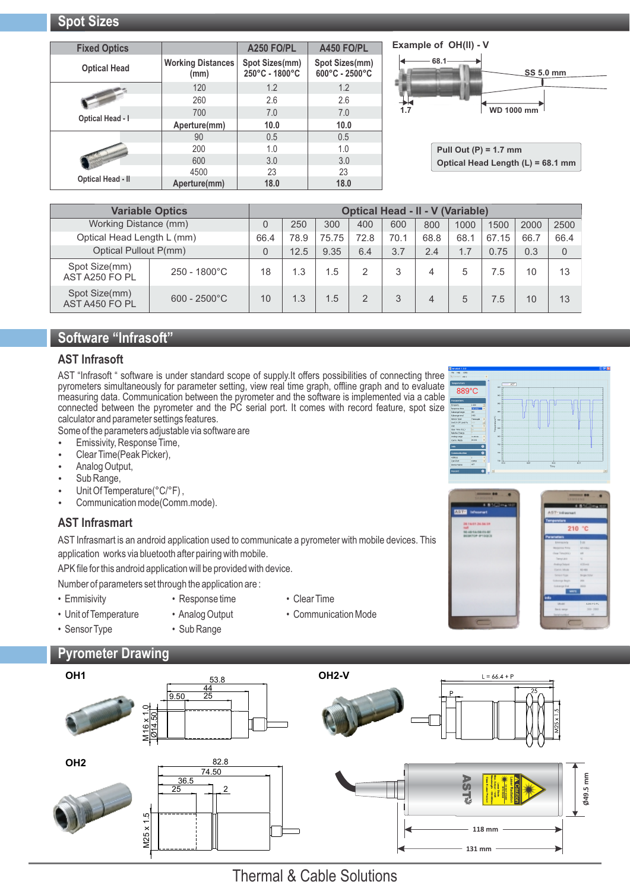## Spot Sizes

| Fixed Optics | | A250 FO/PL | A450 FO/PL |
|---|---|---|---|
| Optical Head | Working Distances (mm) | Spot Sizes(mm) 250°C - 1800°C | Spot Sizes(mm) 600°C - 2500°C |
| Optical Head - I | 120 | 1.2 | 1.2 |
| | 260 | 2.6 | 2.6 |
| | 700 | 7.0 | 7.0 |
| | Aperture(mm) | 10.0 | 10.0 |
| Optical Head - II | 90 | 0.5 | 0.5 |
| | 200 | 1.0 | 1.0 |
| | 600 | 3.0 | 3.0 |
| | 4500 | 23 | 23 |
| | Aperture(mm) | 18.0 | 18.0 |

Example of OH(II) - V

68.1

SS 5.0 mm

1.7

WD 1000 mm

Pull Out (P) = 1.7 mm
Optical Head Length (L) = 68.1 mm

| Variable Optics | | Optical Head - II - V (Variable) | | | | | | | | | |
|---|---|---|---|---|---|---|---|---|---|---|---|
| Working Distance (mm) | | 0 | 250 | 300 | 400 | 600 | 800 | 1000 | 1500 | 2000 | 2500 |
| Optical Head Length L (mm) | | 66.4 | 78.9 | 75.75 | 72.8 | 70.1 | 68.8 | 68.1 | 67.15 | 66.7 | 66.4 |
| Optical Pullout P(mm) | | 0 | 12.5 | 9.35 | 6.4 | 3.7 | 2.4 | 1.7 | 0.75 | 0.3 | 0 |
| Spot Size(mm) AST A250 FO PL | 250 - 1800°C | 18 | 1.3 | 1.5 | 2 | 3 | 4 | 5 | 7.5 | 10 | 13 |
| Spot Size(mm) AST A450 FO PL | 600 - 2500°C | 10 | 1.3 | 1.5 | 2 | 3 | 4 | 5 | 7.5 | 10 | 13 |

## Software "Infrasoft"

### AST Infrasoft

AST "Infrasoft " software is under standard scope of supply.It offers possibilities of connecting three pyrometers simultaneously for parameter setting, view real time graph, offline graph and to evaluate measuring data. Communication between the pyrometer and the software is implemented via a cable connected between the pyrometer and the PC serial port. It comes with record feature, spot size calculator and parameter settings features.

Some of the parameters adjustable via software are

- Emissivity, Response Time,
- Clear Time(Peak Picker),
- Analog Output,
- Sub Range,
- Unit Of Temperature(°C/°F) ,
- Communication mode(Comm.mode).

### AST Infrasmart

AST Infrasmart is an android application used to communicate a pyrometer with mobile devices. This application works via bluetooth after pairing with mobile.

APK file for this android application will be provided with device.

Number of parameters set through the application are :

- Emmisivity
- Response time
- Clear Time
- Unit of Temperature
- Analog Output
- Communication Mode
- Sensor Type
- Sub Range

## Pyrometer Drawing

OH1

53.8, 44, 9.50, 25, M 16 x 1.0, Ø14.50

OH2-V

L = 66.4 + P, P, 25, M25 x 1.5

OH2

82.8, 74.50, 36.5, 25, 2, M25 x 1.5

118 mm, 131 mm, Ø49.5 mm

Thermal & Cable Solutions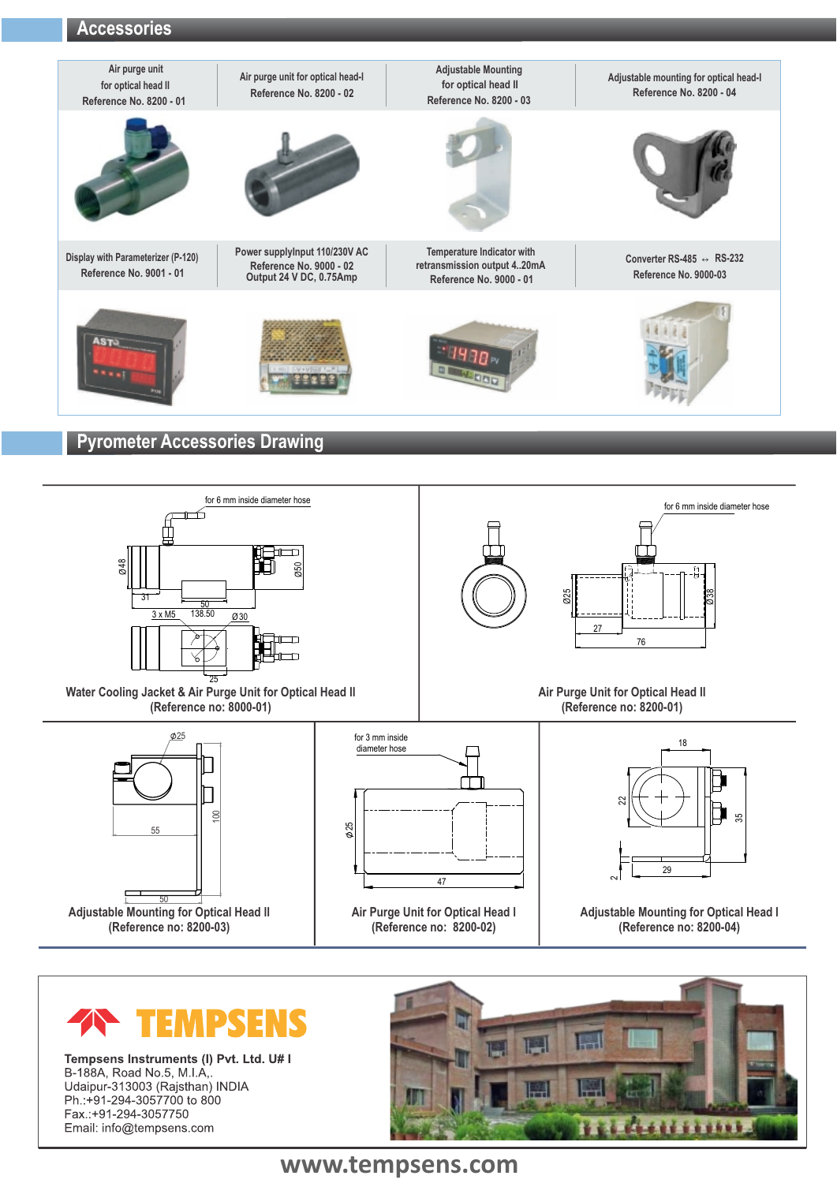## Accessories

| Air purge unit for optical head II Reference No. 8200 - 01 | Air purge unit for optical head-I Reference No. 8200 - 02 | Adjustable Mounting for optical head II Reference No. 8200 - 03 | Adjustable mounting for optical head-I Reference No. 8200 - 04 |
|---|---|---|---|
| Display with Parameterizer (P-120) Reference No. 9001 - 01 | Power supplyInput 110/230V AC Reference No. 9000 - 02 Output 24 V DC, 0.75Amp | Temperature Indicator with retransmission output 4..20mA Reference No. 9000 - 01 | Converter RS-485 ↔ RS-232 Reference No. 9000-03 |

## Pyrometer Accessories Drawing

for 6 mm inside diameter hose
Ø48
Ø50
31
50
138.50
3 x M5
Ø30
25

Water Cooling Jacket & Air Purge Unit for Optical Head II
(Reference no: 8000-01)

for 6 mm inside diameter hose
Ø25
Ø38
27
76

Air Purge Unit for Optical Head II
(Reference no: 8200-01)

Ø25
55
100
50

Adjustable Mounting for Optical Head II
(Reference no: 8200-03)

for 3 mm inside diameter hose
Ø 25
47

Air Purge Unit for Optical Head I
(Reference no: 8200-02)

18
22
35
29
2

Adjustable Mounting for Optical Head I
(Reference no: 8200-04)

**TEMPSENS**

**Tempsens Instruments (I) Pvt. Ltd. U# I**
B-188A, Road No.5, M.I.A,.
Udaipur-313003 (Rajsthan) INDIA
Ph.:+91-294-3057700 to 800
Fax.:+91-294-3057750
Email: info@tempsens.com

www.tempsens.com